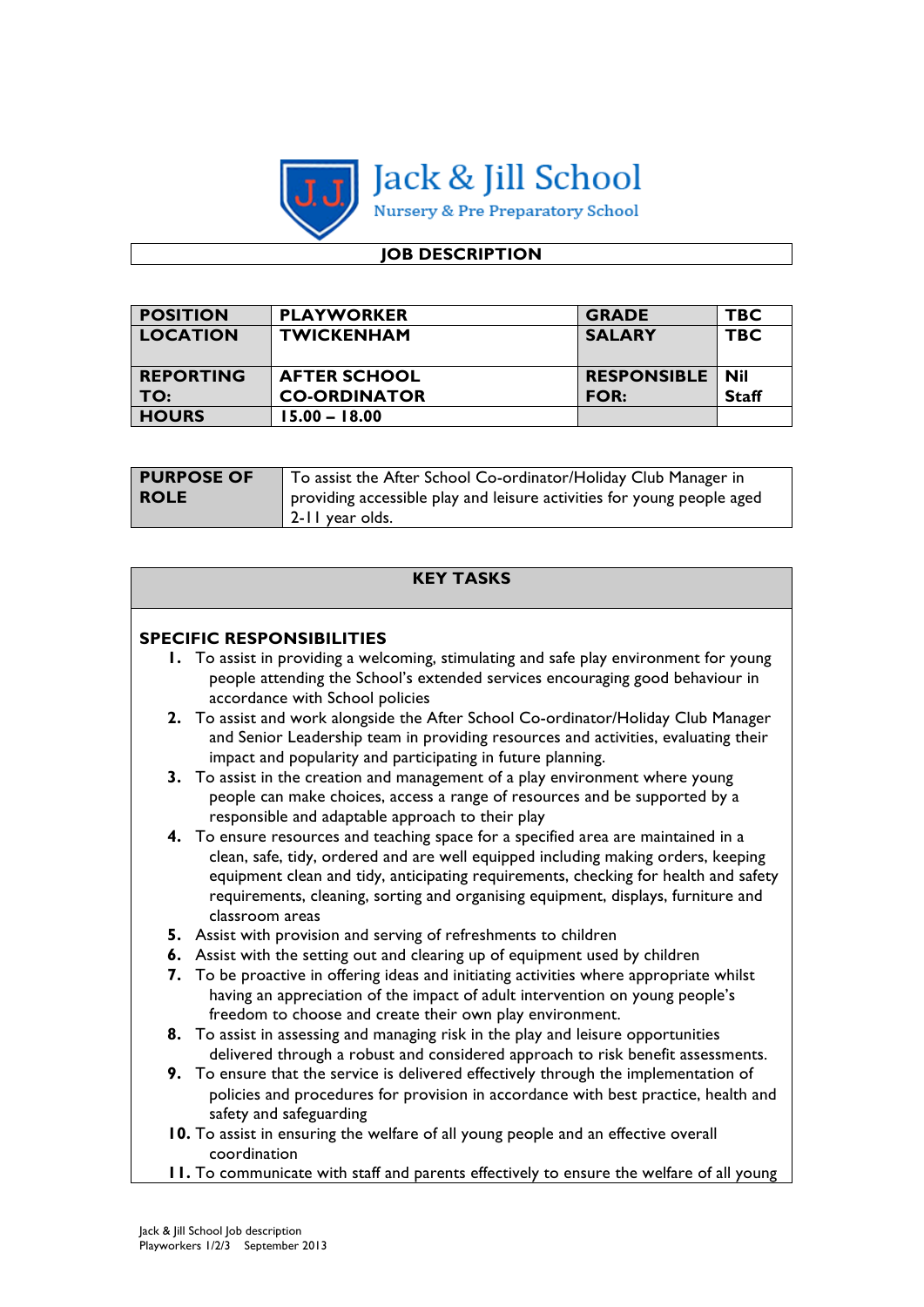# Jack & Jill School

Nursery & Pre Preparatory School

## JOB DESCRIPTION

| POSITION | PLAYWORKER | GRADE | TBC |
|---|---|---|---|
| LOCATION | TWICKENHAM | SALARY | TBC |
| REPORTING TO: | AFTER SCHOOL CO-ORDINATOR | RESPONSIBLE FOR: | Nil Staff |
| HOURS | 15.00 – 18.00 | | |

| PURPOSE OF ROLE | To assist the After School Co-ordinator/Holiday Club Manager in providing accessible play and leisure activities for young people aged 2-11 year olds. |
|---|---|

## KEY TASKS

### SPECIFIC RESPONSIBILITIES

1. To assist in providing a welcoming, stimulating and safe play environment for young people attending the School's extended services encouraging good behaviour in accordance with School policies
2. To assist and work alongside the After School Co-ordinator/Holiday Club Manager and Senior Leadership team in providing resources and activities, evaluating their impact and popularity and participating in future planning.
3. To assist in the creation and management of a play environment where young people can make choices, access a range of resources and be supported by a responsible and adaptable approach to their play
4. To ensure resources and teaching space for a specified area are maintained in a clean, safe, tidy, ordered and are well equipped including making orders, keeping equipment clean and tidy, anticipating requirements, checking for health and safety requirements, cleaning, sorting and organising equipment, displays, furniture and classroom areas
5. Assist with provision and serving of refreshments to children
6. Assist with the setting out and clearing up of equipment used by children
7. To be proactive in offering ideas and initiating activities where appropriate whilst having an appreciation of the impact of adult intervention on young people's freedom to choose and create their own play environment.
8. To assist in assessing and managing risk in the play and leisure opportunities delivered through a robust and considered approach to risk benefit assessments.
9. To ensure that the service is delivered effectively through the implementation of policies and procedures for provision in accordance with best practice, health and safety and safeguarding
10. To assist in ensuring the welfare of all young people and an effective overall coordination
11. To communicate with staff and parents effectively to ensure the welfare of all young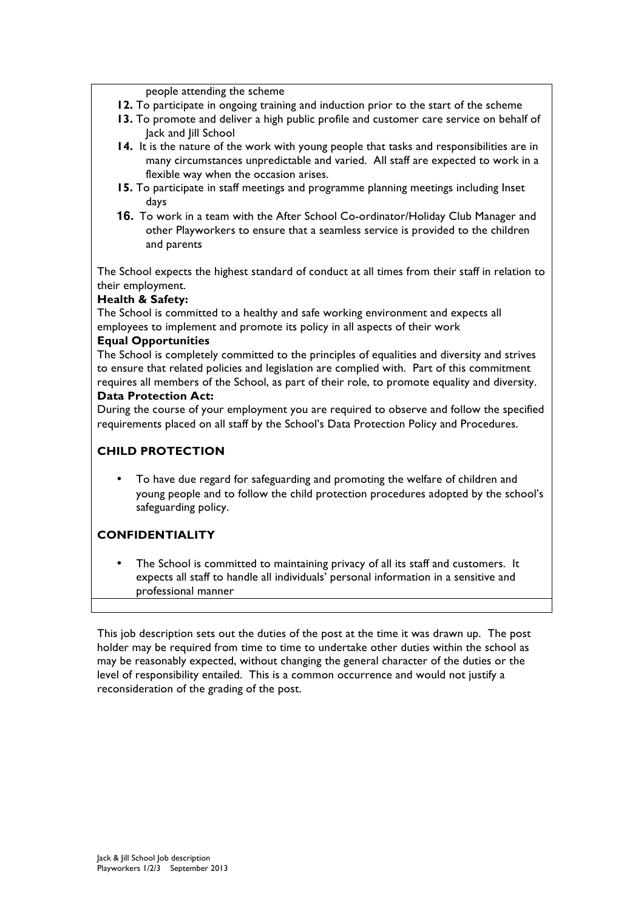people attending the scheme

12. To participate in ongoing training and induction prior to the start of the scheme
13. To promote and deliver a high public profile and customer care service on behalf of Jack and Jill School
14. It is the nature of the work with young people that tasks and responsibilities are in many circumstances unpredictable and varied. All staff are expected to work in a flexible way when the occasion arises.
15. To participate in staff meetings and programme planning meetings including Inset days
16. To work in a team with the After School Co-ordinator/Holiday Club Manager and other Playworkers to ensure that a seamless service is provided to the children and parents

The School expects the highest standard of conduct at all times from their staff in relation to their employment.

**Health & Safety:**

The School is committed to a healthy and safe working environment and expects all employees to implement and promote its policy in all aspects of their work

**Equal Opportunities**

The School is completely committed to the principles of equalities and diversity and strives to ensure that related policies and legislation are complied with. Part of this commitment requires all members of the School, as part of their role, to promote equality and diversity.

**Data Protection Act:**

During the course of your employment you are required to observe and follow the specified requirements placed on all staff by the School's Data Protection Policy and Procedures.

## CHILD PROTECTION

- To have due regard for safeguarding and promoting the welfare of children and young people and to follow the child protection procedures adopted by the school's safeguarding policy.

## CONFIDENTIALITY

- The School is committed to maintaining privacy of all its staff and customers. It expects all staff to handle all individuals' personal information in a sensitive and professional manner

This job description sets out the duties of the post at the time it was drawn up. The post holder may be required from time to time to undertake other duties within the school as may be reasonably expected, without changing the general character of the duties or the level of responsibility entailed. This is a common occurrence and would not justify a reconsideration of the grading of the post.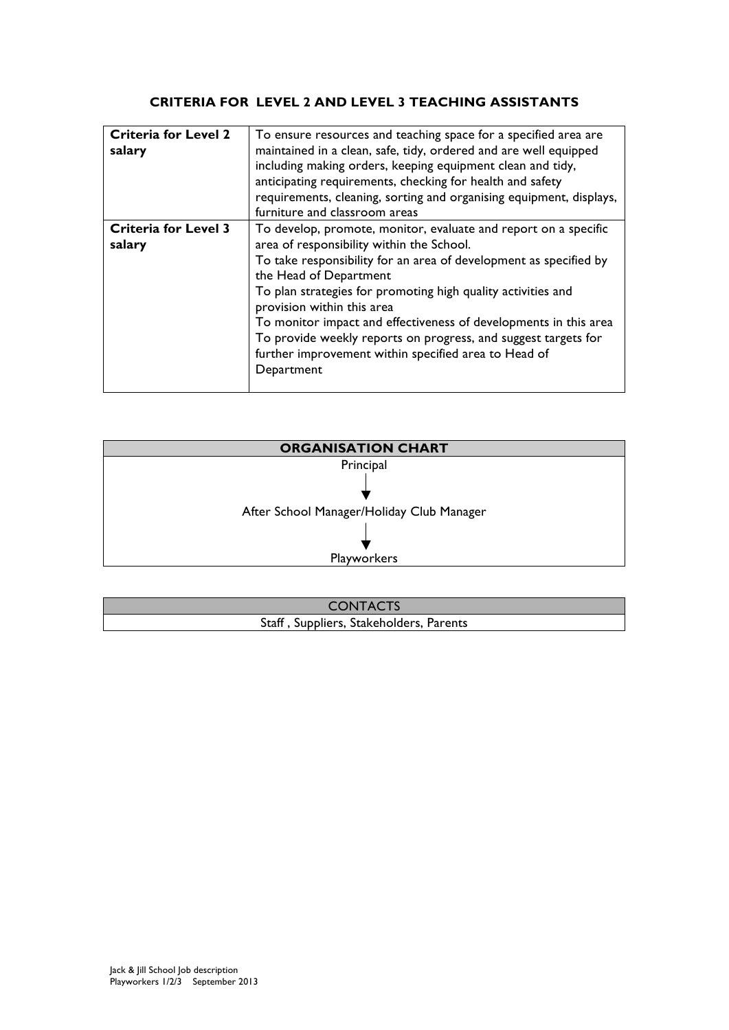## CRITERIA FOR LEVEL 2 AND LEVEL 3 TEACHING ASSISTANTS

| | |
|---|---|
| **Criteria for Level 2 salary** | To ensure resources and teaching space for a specified area are maintained in a clean, safe, tidy, ordered and are well equipped including making orders, keeping equipment clean and tidy, anticipating requirements, checking for health and safety requirements, cleaning, sorting and organising equipment, displays, furniture and classroom areas |
| **Criteria for Level 3 salary** | To develop, promote, monitor, evaluate and report on a specific area of responsibility within the School.<br>To take responsibility for an area of development as specified by the Head of Department<br>To plan strategies for promoting high quality activities and provision within this area<br>To monitor impact and effectiveness of developments in this area<br>To provide weekly reports on progress, and suggest targets for further improvement within specified area to Head of Department |

| **ORGANISATION CHART** |
|---|
| Principal<br>↓<br>After School Manager/Holiday Club Manager<br>↓<br>Playworkers |

| CONTACTS |
|---|
| Staff , Suppliers, Stakeholders, Parents |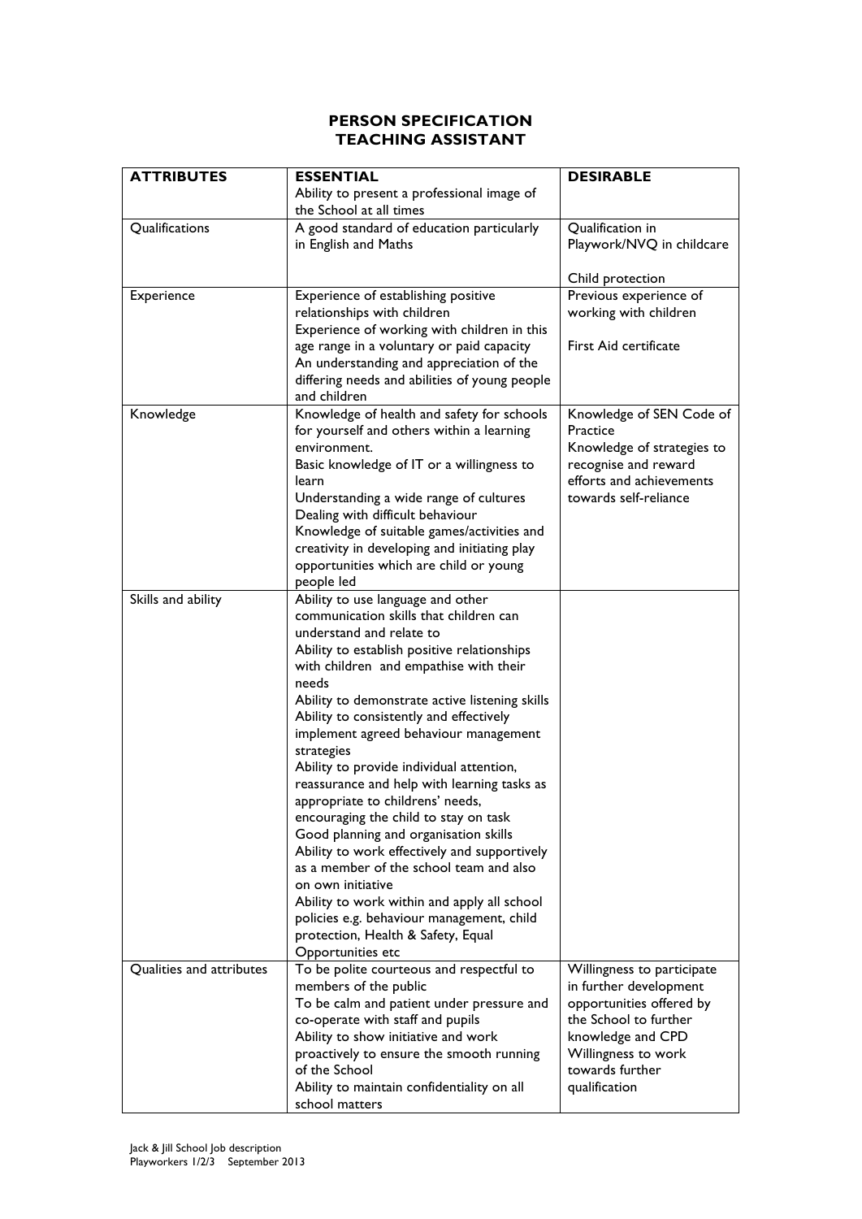# PERSON SPECIFICATION
# TEACHING ASSISTANT

| ATTRIBUTES | ESSENTIAL<br>Ability to present a professional image of the School at all times | DESIRABLE |
|---|---|---|
| Qualifications | A good standard of education particularly in English and Maths | Qualification in Playwork/NVQ in childcare<br><br>Child protection |
| Experience | Experience of establishing positive relationships with children<br>Experience of working with children in this age range in a voluntary or paid capacity<br>An understanding and appreciation of the differing needs and abilities of young people and children | Previous experience of working with children<br><br>First Aid certificate |
| Knowledge | Knowledge of health and safety for schools for yourself and others within a learning environment.<br>Basic knowledge of IT or a willingness to learn<br>Understanding a wide range of cultures<br>Dealing with difficult behaviour<br>Knowledge of suitable games/activities and creativity in developing and initiating play opportunities which are child or young people led | Knowledge of SEN Code of Practice<br>Knowledge of strategies to recognise and reward efforts and achievements towards self-reliance |
| Skills and ability | Ability to use language and other communication skills that children can understand and relate to<br>Ability to establish positive relationships with children and empathise with their needs<br>Ability to demonstrate active listening skills<br>Ability to consistently and effectively implement agreed behaviour management strategies<br>Ability to provide individual attention, reassurance and help with learning tasks as appropriate to childrens' needs, encouraging the child to stay on task<br>Good planning and organisation skills<br>Ability to work effectively and supportively as a member of the school team and also on own initiative<br>Ability to work within and apply all school policies e.g. behaviour management, child protection, Health & Safety, Equal Opportunities etc | |
| Qualities and attributes | To be polite courteous and respectful to members of the public<br>To be calm and patient under pressure and co-operate with staff and pupils<br>Ability to show initiative and work proactively to ensure the smooth running of the School<br>Ability to maintain confidentiality on all school matters | Willingness to participate in further development opportunities offered by the School to further knowledge and CPD<br>Willingness to work towards further qualification |

Jack & Jill School Job description
Playworkers 1/2/3 September 2013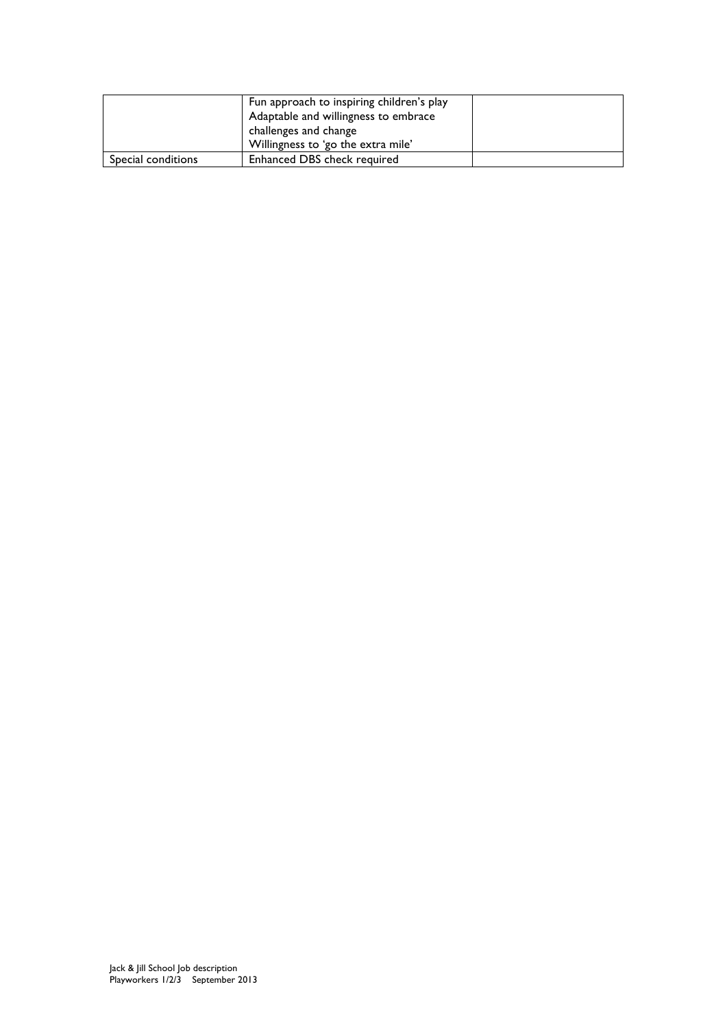| | | |
|---|---|---|
| | Fun approach to inspiring children's play<br>Adaptable and willingness to embrace challenges and change<br>Willingness to 'go the extra mile' | |
| Special conditions | Enhanced DBS check required | |